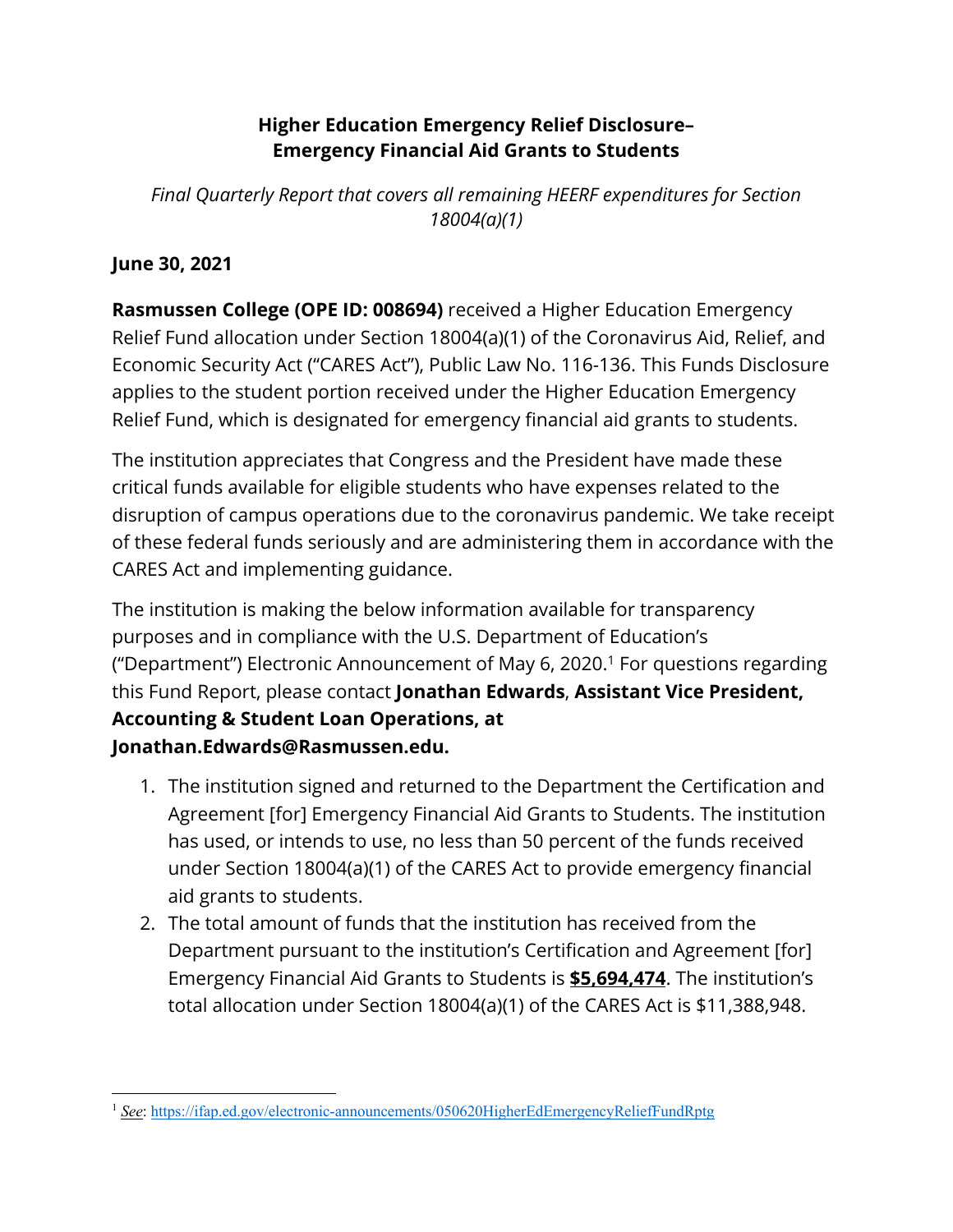# Higher Education Emergency Relief Disclosure– Emergency Financial Aid Grants to Students

*Final Quarterly Report that covers all remaining HEERF expenditures for Section 18004(a)(1)*

**June 30, 2021**

**Rasmussen College (OPE ID: 008694)** received a Higher Education Emergency Relief Fund allocation under Section 18004(a)(1) of the Coronavirus Aid, Relief, and Economic Security Act ("CARES Act"), Public Law No. 116-136. This Funds Disclosure applies to the student portion received under the Higher Education Emergency Relief Fund, which is designated for emergency financial aid grants to students.

The institution appreciates that Congress and the President have made these critical funds available for eligible students who have expenses related to the disruption of campus operations due to the coronavirus pandemic. We take receipt of these federal funds seriously and are administering them in accordance with the CARES Act and implementing guidance.

The institution is making the below information available for transparency purposes and in compliance with the U.S. Department of Education's ("Department") Electronic Announcement of May 6, 2020.[1] For questions regarding this Fund Report, please contact **Jonathan Edwards**, **Assistant Vice President, Accounting & Student Loan Operations, at Jonathan.Edwards@Rasmussen.edu.**

1. The institution signed and returned to the Department the Certification and Agreement [for] Emergency Financial Aid Grants to Students. The institution has used, or intends to use, no less than 50 percent of the funds received under Section 18004(a)(1) of the CARES Act to provide emergency financial aid grants to students.
2. The total amount of funds that the institution has received from the Department pursuant to the institution's Certification and Agreement [for] Emergency Financial Aid Grants to Students is **$5,694,474**. The institution's total allocation under Section 18004(a)(1) of the CARES Act is $11,388,948.

---

[1] *See*: https://ifap.ed.gov/electronic-announcements/050620HigherEdEmergencyReliefFundRptg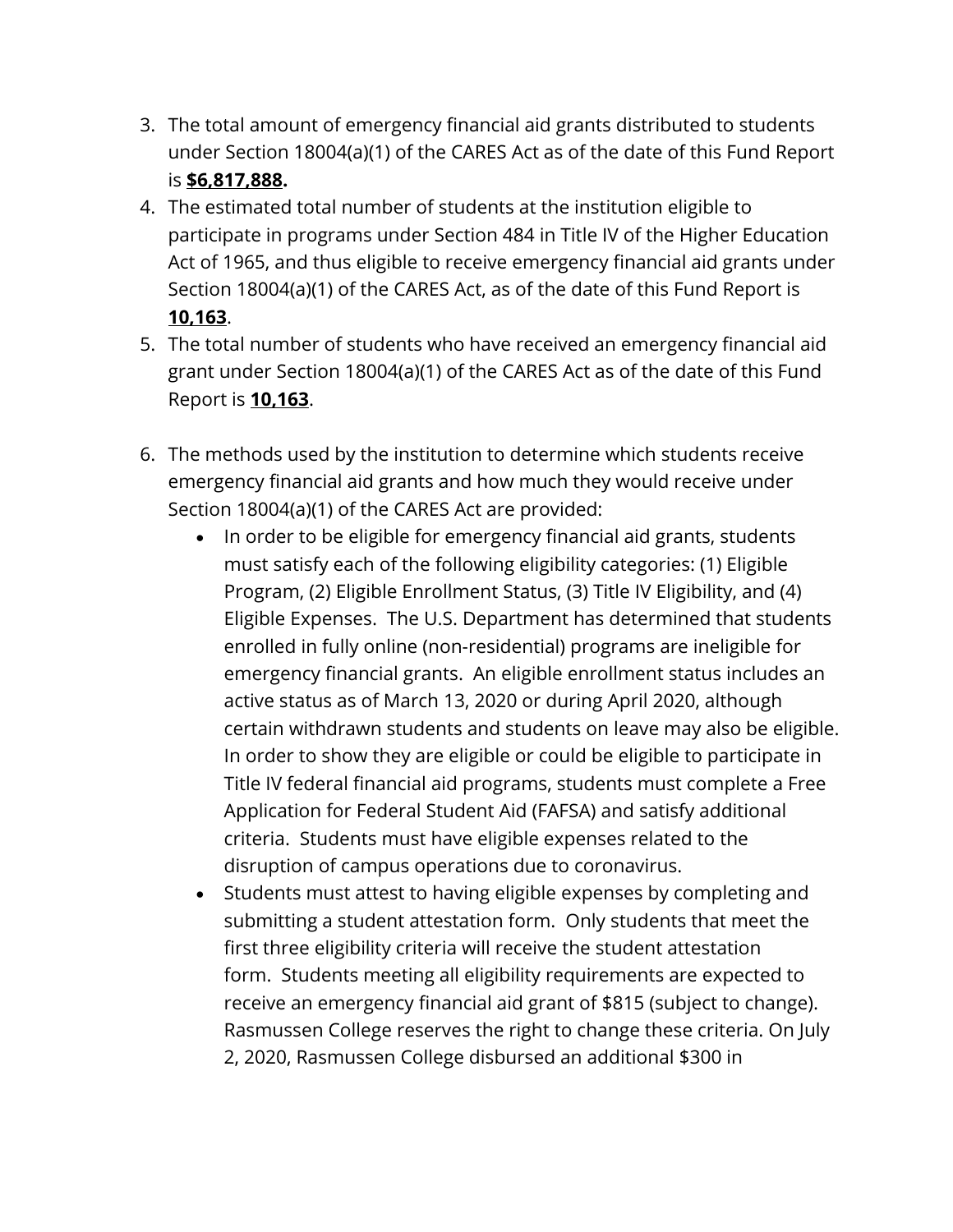3. The total amount of emergency financial aid grants distributed to students under Section 18004(a)(1) of the CARES Act as of the date of this Fund Report is **<u>$6,817,888</u>.**
4. The estimated total number of students at the institution eligible to participate in programs under Section 484 in Title IV of the Higher Education Act of 1965, and thus eligible to receive emergency financial aid grants under Section 18004(a)(1) of the CARES Act, as of the date of this Fund Report is **<u>10,163</u>**.
5. The total number of students who have received an emergency financial aid grant under Section 18004(a)(1) of the CARES Act as of the date of this Fund Report is **<u>10,163</u>**.

6. The methods used by the institution to determine which students receive emergency financial aid grants and how much they would receive under Section 18004(a)(1) of the CARES Act are provided:
   - In order to be eligible for emergency financial aid grants, students must satisfy each of the following eligibility categories: (1) Eligible Program, (2) Eligible Enrollment Status, (3) Title IV Eligibility, and (4) Eligible Expenses. The U.S. Department has determined that students enrolled in fully online (non-residential) programs are ineligible for emergency financial grants. An eligible enrollment status includes an active status as of March 13, 2020 or during April 2020, although certain withdrawn students and students on leave may also be eligible. In order to show they are eligible or could be eligible to participate in Title IV federal financial aid programs, students must complete a Free Application for Federal Student Aid (FAFSA) and satisfy additional criteria. Students must have eligible expenses related to the disruption of campus operations due to coronavirus.
   - Students must attest to having eligible expenses by completing and submitting a student attestation form. Only students that meet the first three eligibility criteria will receive the student attestation form. Students meeting all eligibility requirements are expected to receive an emergency financial aid grant of $815 (subject to change). Rasmussen College reserves the right to change these criteria. On July 2, 2020, Rasmussen College disbursed an additional $300 in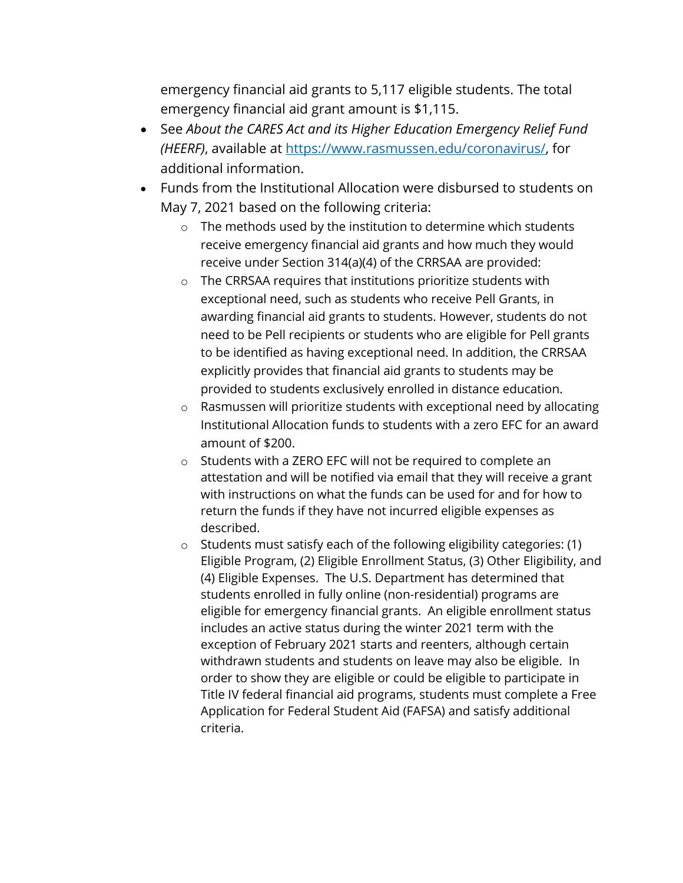emergency financial aid grants to 5,117 eligible students. The total emergency financial aid grant amount is $1,115.

- See *About the CARES Act and its Higher Education Emergency Relief Fund (HEERF)*, available at https://www.rasmussen.edu/coronavirus/, for additional information.
- Funds from the Institutional Allocation were disbursed to students on May 7, 2021 based on the following criteria:
  - The methods used by the institution to determine which students receive emergency financial aid grants and how much they would receive under Section 314(a)(4) of the CRRSAA are provided:
  - The CRRSAA requires that institutions prioritize students with exceptional need, such as students who receive Pell Grants, in awarding financial aid grants to students. However, students do not need to be Pell recipients or students who are eligible for Pell grants to be identified as having exceptional need. In addition, the CRRSAA explicitly provides that financial aid grants to students may be provided to students exclusively enrolled in distance education.
  - Rasmussen will prioritize students with exceptional need by allocating Institutional Allocation funds to students with a zero EFC for an award amount of $200.
  - Students with a ZERO EFC will not be required to complete an attestation and will be notified via email that they will receive a grant with instructions on what the funds can be used for and for how to return the funds if they have not incurred eligible expenses as described.
  - Students must satisfy each of the following eligibility categories: (1) Eligible Program, (2) Eligible Enrollment Status, (3) Other Eligibility, and (4) Eligible Expenses. The U.S. Department has determined that students enrolled in fully online (non-residential) programs are eligible for emergency financial grants. An eligible enrollment status includes an active status during the winter 2021 term with the exception of February 2021 starts and reenters, although certain withdrawn students and students on leave may also be eligible. In order to show they are eligible or could be eligible to participate in Title IV federal financial aid programs, students must complete a Free Application for Federal Student Aid (FAFSA) and satisfy additional criteria.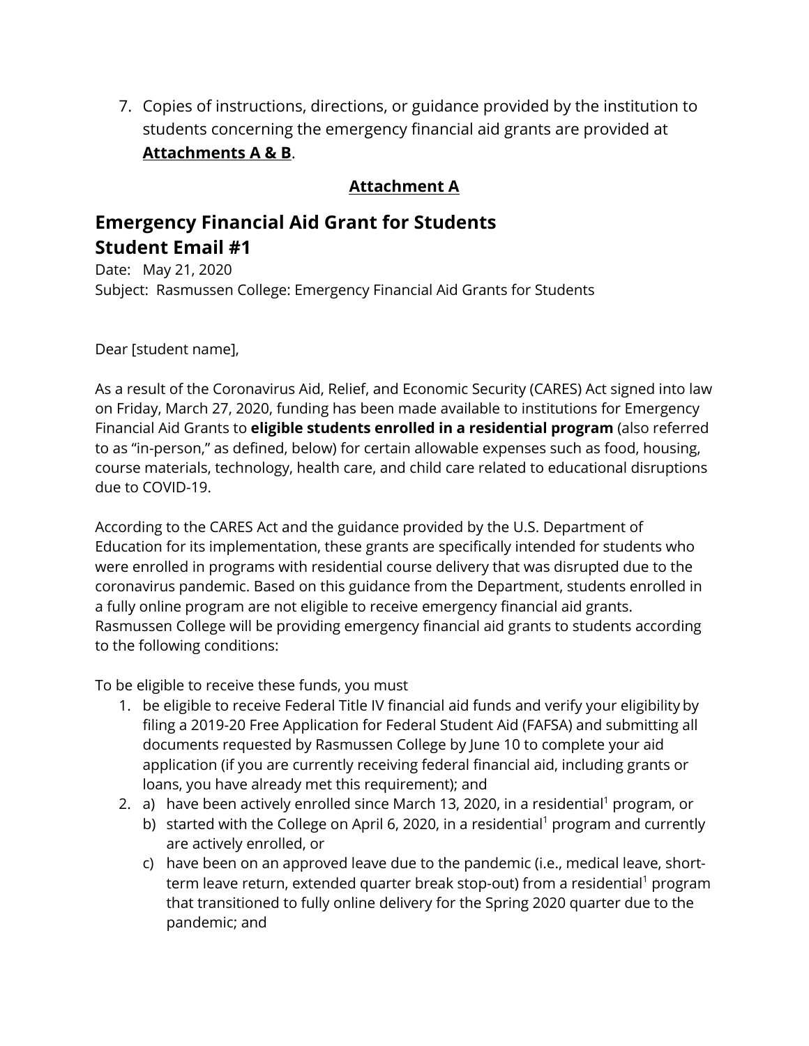7. Copies of instructions, directions, or guidance provided by the institution to students concerning the emergency financial aid grants are provided at **Attachments A & B**.

## Attachment A

# Emergency Financial Aid Grant for Students
# Student Email #1

Date: May 21, 2020
Subject: Rasmussen College: Emergency Financial Aid Grants for Students

Dear [student name],

As a result of the Coronavirus Aid, Relief, and Economic Security (CARES) Act signed into law on Friday, March 27, 2020, funding has been made available to institutions for Emergency Financial Aid Grants to **eligible students enrolled in a residential program** (also referred to as "in-person," as defined, below) for certain allowable expenses such as food, housing, course materials, technology, health care, and child care related to educational disruptions due to COVID-19.

According to the CARES Act and the guidance provided by the U.S. Department of Education for its implementation, these grants are specifically intended for students who were enrolled in programs with residential course delivery that was disrupted due to the coronavirus pandemic. Based on this guidance from the Department, students enrolled in a fully online program are not eligible to receive emergency financial aid grants. Rasmussen College will be providing emergency financial aid grants to students according to the following conditions:

To be eligible to receive these funds, you must

1. be eligible to receive Federal Title IV financial aid funds and verify your eligibility by filing a 2019-20 Free Application for Federal Student Aid (FAFSA) and submitting all documents requested by Rasmussen College by June 10 to complete your aid application (if you are currently receiving federal financial aid, including grants or loans, you have already met this requirement); and
2. a) have been actively enrolled since March 13, 2020, in a residential[1] program, or
   b) started with the College on April 6, 2020, in a residential[1] program and currently are actively enrolled, or
   c) have been on an approved leave due to the pandemic (i.e., medical leave, short-term leave return, extended quarter break stop-out) from a residential[1] program that transitioned to fully online delivery for the Spring 2020 quarter due to the pandemic; and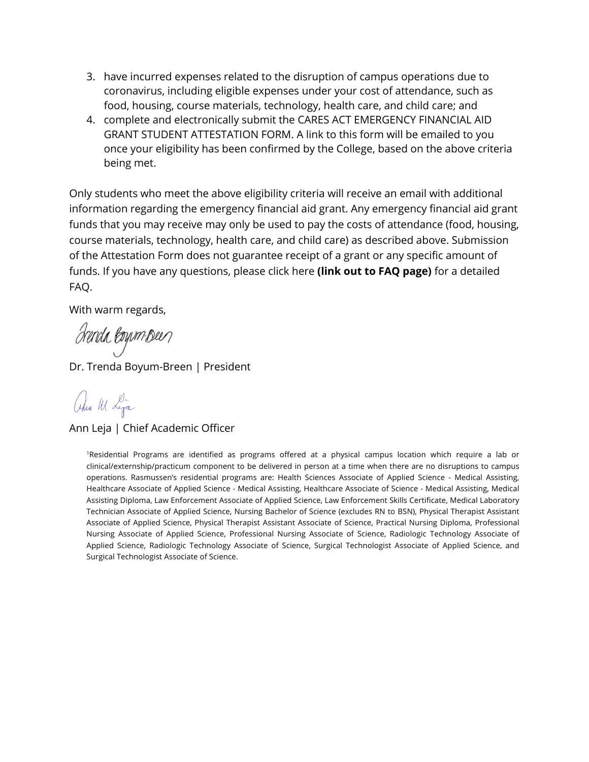3. have incurred expenses related to the disruption of campus operations due to coronavirus, including eligible expenses under your cost of attendance, such as food, housing, course materials, technology, health care, and child care; and
4. complete and electronically submit the CARES ACT EMERGENCY FINANCIAL AID GRANT STUDENT ATTESTATION FORM. A link to this form will be emailed to you once your eligibility has been confirmed by the College, based on the above criteria being met.

Only students who meet the above eligibility criteria will receive an email with additional information regarding the emergency financial aid grant. Any emergency financial aid grant funds that you may receive may only be used to pay the costs of attendance (food, housing, course materials, technology, health care, and child care) as described above. Submission of the Attestation Form does not guarantee receipt of a grant or any specific amount of funds. If you have any questions, please click here **(link out to FAQ page)** for a detailed FAQ.

With warm regards,

Dr. Trenda Boyum-Breen | President

Ann Leja | Chief Academic Officer

[1]Residential Programs are identified as programs offered at a physical campus location which require a lab or clinical/externship/practicum component to be delivered in person at a time when there are no disruptions to campus operations. Rasmussen's residential programs are: Health Sciences Associate of Applied Science - Medical Assisting, Healthcare Associate of Applied Science - Medical Assisting, Healthcare Associate of Science - Medical Assisting, Medical Assisting Diploma, Law Enforcement Associate of Applied Science, Law Enforcement Skills Certificate, Medical Laboratory Technician Associate of Applied Science, Nursing Bachelor of Science (excludes RN to BSN), Physical Therapist Assistant Associate of Applied Science, Physical Therapist Assistant Associate of Science, Practical Nursing Diploma, Professional Nursing Associate of Applied Science, Professional Nursing Associate of Science, Radiologic Technology Associate of Applied Science, Radiologic Technology Associate of Science, Surgical Technologist Associate of Applied Science, and Surgical Technologist Associate of Science.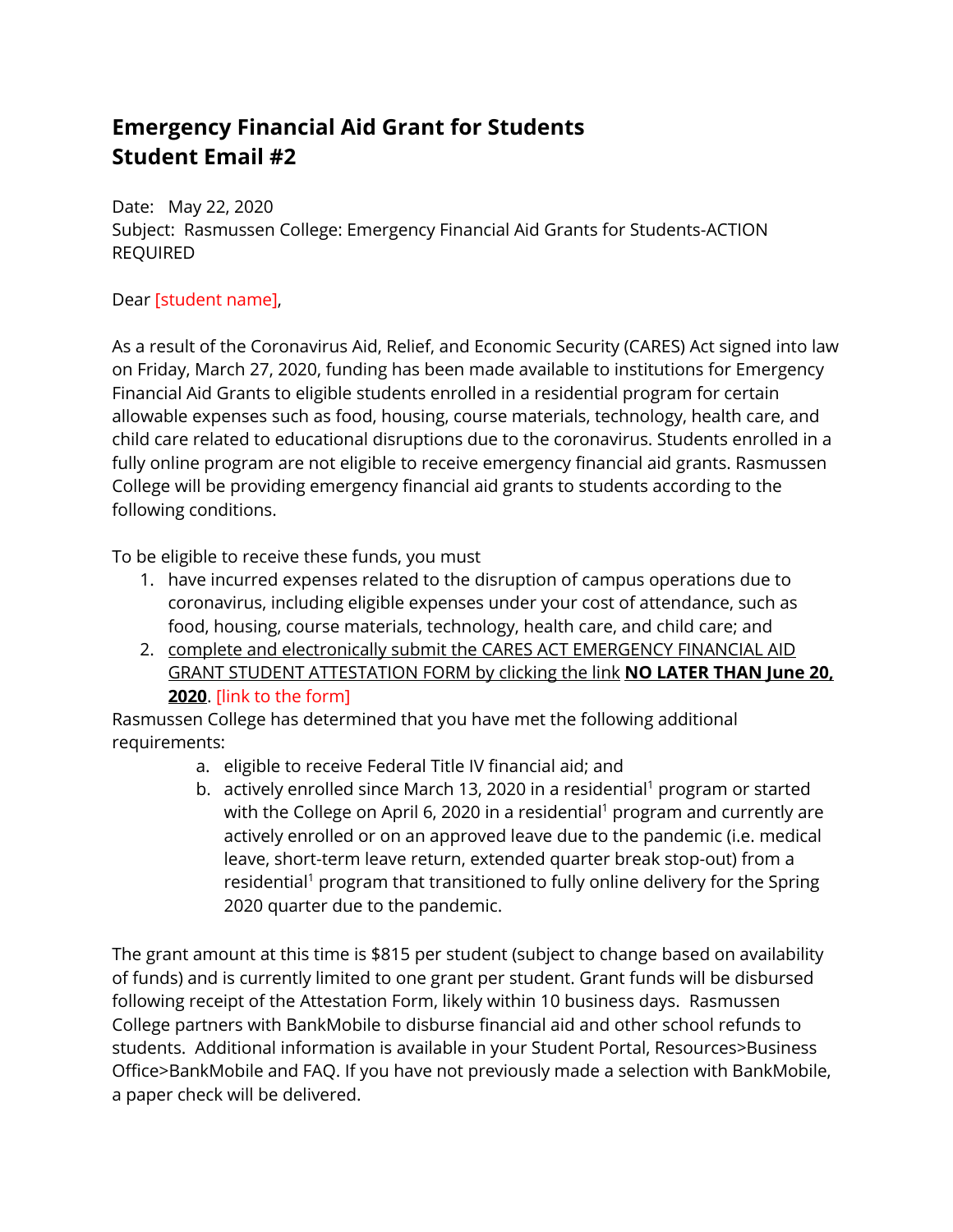# Emergency Financial Aid Grant for Students
# Student Email #2

Date: May 22, 2020
Subject: Rasmussen College: Emergency Financial Aid Grants for Students-ACTION REQUIRED

Dear [student name],

As a result of the Coronavirus Aid, Relief, and Economic Security (CARES) Act signed into law on Friday, March 27, 2020, funding has been made available to institutions for Emergency Financial Aid Grants to eligible students enrolled in a residential program for certain allowable expenses such as food, housing, course materials, technology, health care, and child care related to educational disruptions due to the coronavirus. Students enrolled in a fully online program are not eligible to receive emergency financial aid grants. Rasmussen College will be providing emergency financial aid grants to students according to the following conditions.

To be eligible to receive these funds, you must

1. have incurred expenses related to the disruption of campus operations due to coronavirus, including eligible expenses under your cost of attendance, such as food, housing, course materials, technology, health care, and child care; and
2. complete and electronically submit the CARES ACT EMERGENCY FINANCIAL AID GRANT STUDENT ATTESTATION FORM by clicking the link **NO LATER THAN June 20, 2020**. [link to the form]

Rasmussen College has determined that you have met the following additional requirements:

a. eligible to receive Federal Title IV financial aid; and
b. actively enrolled since March 13, 2020 in a residential[1] program or started with the College on April 6, 2020 in a residential[1] program and currently are actively enrolled or on an approved leave due to the pandemic (i.e. medical leave, short-term leave return, extended quarter break stop-out) from a residential[1] program that transitioned to fully online delivery for the Spring 2020 quarter due to the pandemic.

The grant amount at this time is $815 per student (subject to change based on availability of funds) and is currently limited to one grant per student. Grant funds will be disbursed following receipt of the Attestation Form, likely within 10 business days. Rasmussen College partners with BankMobile to disburse financial aid and other school refunds to students. Additional information is available in your Student Portal, Resources>Business Office>BankMobile and FAQ. If you have not previously made a selection with BankMobile, a paper check will be delivered.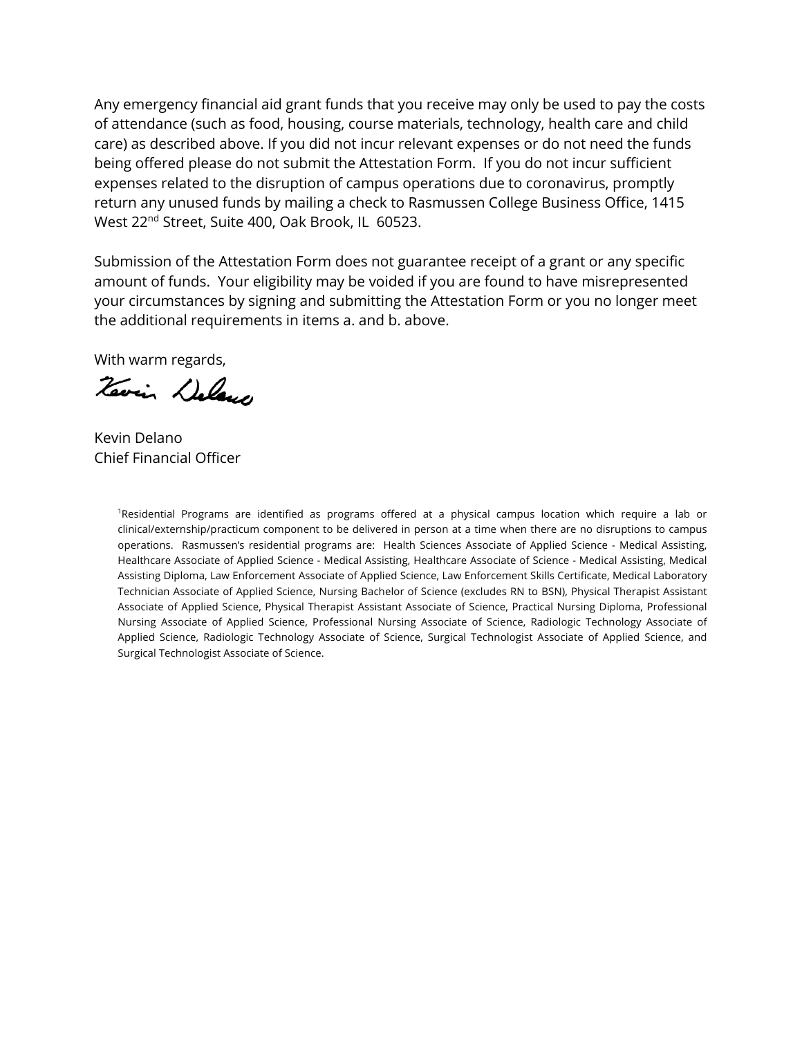Any emergency financial aid grant funds that you receive may only be used to pay the costs of attendance (such as food, housing, course materials, technology, health care and child care) as described above. If you did not incur relevant expenses or do not need the funds being offered please do not submit the Attestation Form. If you do not incur sufficient expenses related to the disruption of campus operations due to coronavirus, promptly return any unused funds by mailing a check to Rasmussen College Business Office, 1415 West 22nd Street, Suite 400, Oak Brook, IL 60523.

Submission of the Attestation Form does not guarantee receipt of a grant or any specific amount of funds. Your eligibility may be voided if you are found to have misrepresented your circumstances by signing and submitting the Attestation Form or you no longer meet the additional requirements in items a. and b. above.

With warm regards,

Kevin Delano
Chief Financial Officer

[1]Residential Programs are identified as programs offered at a physical campus location which require a lab or clinical/externship/practicum component to be delivered in person at a time when there are no disruptions to campus operations. Rasmussen's residential programs are: Health Sciences Associate of Applied Science - Medical Assisting, Healthcare Associate of Applied Science - Medical Assisting, Healthcare Associate of Science - Medical Assisting, Medical Assisting Diploma, Law Enforcement Associate of Applied Science, Law Enforcement Skills Certificate, Medical Laboratory Technician Associate of Applied Science, Nursing Bachelor of Science (excludes RN to BSN), Physical Therapist Assistant Associate of Applied Science, Physical Therapist Assistant Associate of Science, Practical Nursing Diploma, Professional Nursing Associate of Applied Science, Professional Nursing Associate of Science, Radiologic Technology Associate of Applied Science, Radiologic Technology Associate of Science, Surgical Technologist Associate of Applied Science, and Surgical Technologist Associate of Science.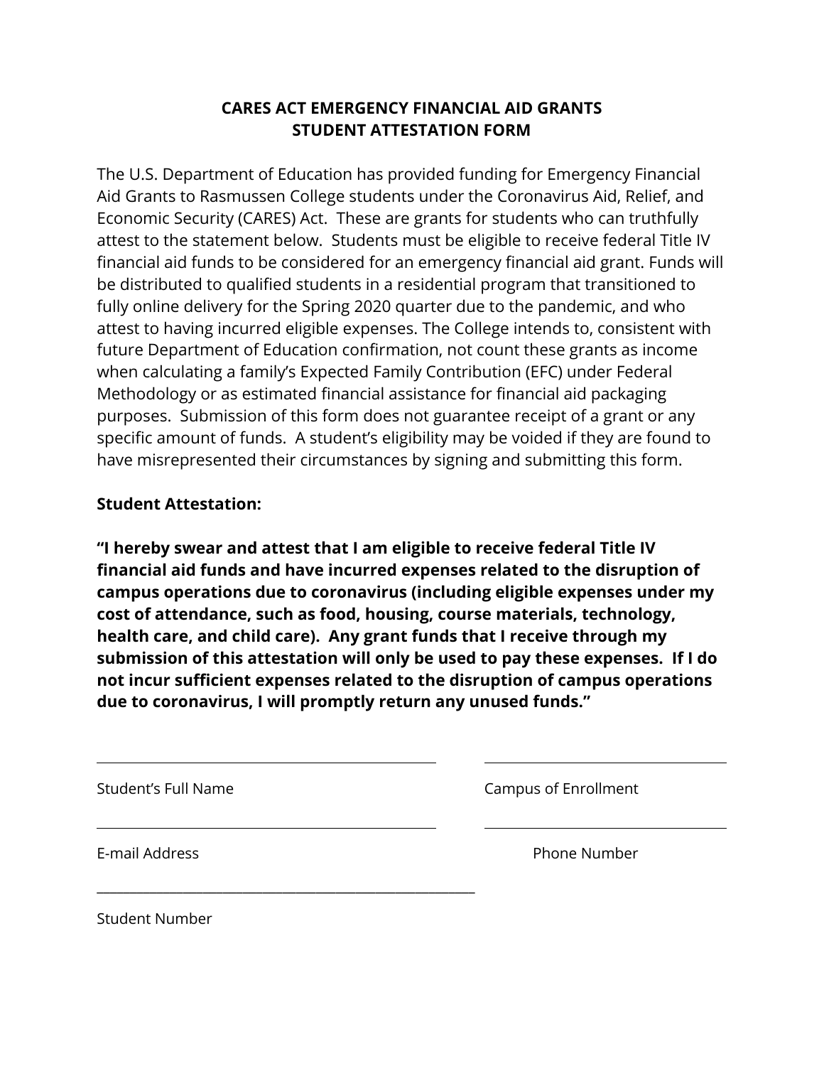# CARES ACT EMERGENCY FINANCIAL AID GRANTS
# STUDENT ATTESTATION FORM

The U.S. Department of Education has provided funding for Emergency Financial Aid Grants to Rasmussen College students under the Coronavirus Aid, Relief, and Economic Security (CARES) Act. These are grants for students who can truthfully attest to the statement below. Students must be eligible to receive federal Title IV financial aid funds to be considered for an emergency financial aid grant. Funds will be distributed to qualified students in a residential program that transitioned to fully online delivery for the Spring 2020 quarter due to the pandemic, and who attest to having incurred eligible expenses. The College intends to, consistent with future Department of Education confirmation, not count these grants as income when calculating a family's Expected Family Contribution (EFC) under Federal Methodology or as estimated financial assistance for financial aid packaging purposes. Submission of this form does not guarantee receipt of a grant or any specific amount of funds. A student's eligibility may be voided if they are found to have misrepresented their circumstances by signing and submitting this form.

**Student Attestation:**

**"I hereby swear and attest that I am eligible to receive federal Title IV financial aid funds and have incurred expenses related to the disruption of campus operations due to coronavirus (including eligible expenses under my cost of attendance, such as food, housing, course materials, technology, health care, and child care). Any grant funds that I receive through my submission of this attestation will only be used to pay these expenses. If I do not incur sufficient expenses related to the disruption of campus operations due to coronavirus, I will promptly return any unused funds."**

\_\_\_\_\_\_\_\_\_\_\_\_\_\_\_\_\_\_\_\_\_\_\_\_\_\_\_\_\_\_\_\_\_\_\_\_\_\_\_\_

Student's Full Name

\_\_\_\_\_\_\_\_\_\_\_\_\_\_\_\_\_\_\_\_\_\_\_\_\_\_\_\_\_\_

Campus of Enrollment

\_\_\_\_\_\_\_\_\_\_\_\_\_\_\_\_\_\_\_\_\_\_\_\_\_\_\_\_\_\_\_\_\_\_\_\_\_\_\_\_

E-mail Address

\_\_\_\_\_\_\_\_\_\_\_\_\_\_\_\_\_\_\_\_\_\_\_\_\_\_\_\_\_\_

Phone Number

\_\_\_\_\_\_\_\_\_\_\_\_\_\_\_\_\_\_\_\_\_\_\_\_\_\_\_\_\_\_\_\_\_\_\_\_\_\_\_\_\_\_\_\_

Student Number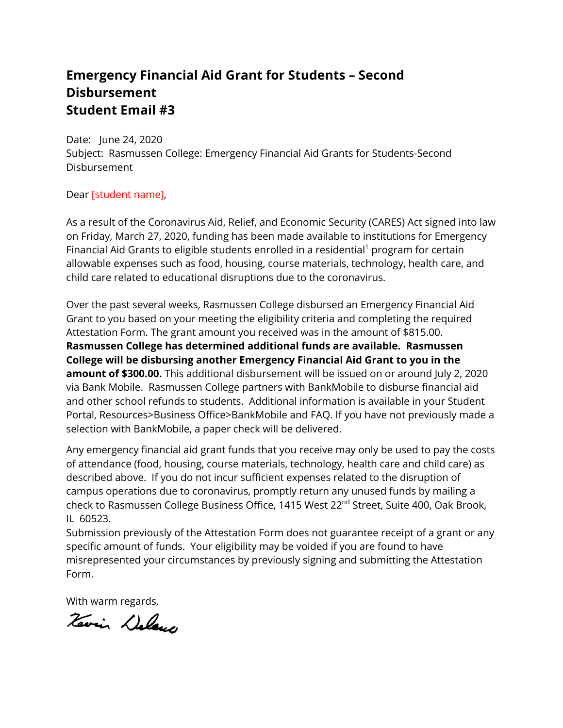# Emergency Financial Aid Grant for Students – Second Disbursement
# Student Email #3

Date: June 24, 2020
Subject: Rasmussen College: Emergency Financial Aid Grants for Students-Second Disbursement

Dear [student name],

As a result of the Coronavirus Aid, Relief, and Economic Security (CARES) Act signed into law on Friday, March 27, 2020, funding has been made available to institutions for Emergency Financial Aid Grants to eligible students enrolled in a residential[1] program for certain allowable expenses such as food, housing, course materials, technology, health care, and child care related to educational disruptions due to the coronavirus.

Over the past several weeks, Rasmussen College disbursed an Emergency Financial Aid Grant to you based on your meeting the eligibility criteria and completing the required Attestation Form. The grant amount you received was in the amount of $815.00. **Rasmussen College has determined additional funds are available. Rasmussen College will be disbursing another Emergency Financial Aid Grant to you in the amount of $300.00.** This additional disbursement will be issued on or around July 2, 2020 via Bank Mobile. Rasmussen College partners with BankMobile to disburse financial aid and other school refunds to students. Additional information is available in your Student Portal, Resources>Business Office>BankMobile and FAQ. If you have not previously made a selection with BankMobile, a paper check will be delivered.

Any emergency financial aid grant funds that you receive may only be used to pay the costs of attendance (food, housing, course materials, technology, health care and child care) as described above. If you do not incur sufficient expenses related to the disruption of campus operations due to coronavirus, promptly return any unused funds by mailing a check to Rasmussen College Business Office, 1415 West 22nd Street, Suite 400, Oak Brook, IL 60523.
Submission previously of the Attestation Form does not guarantee receipt of a grant or any specific amount of funds. Your eligibility may be voided if you are found to have misrepresented your circumstances by previously signing and submitting the Attestation Form.

With warm regards,

Kevin Delaney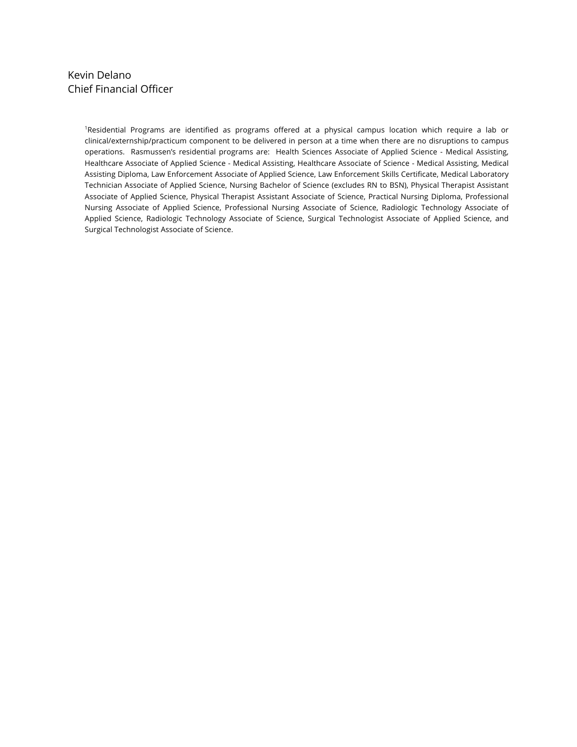Kevin Delano
Chief Financial Officer

[1]Residential Programs are identified as programs offered at a physical campus location which require a lab or clinical/externship/practicum component to be delivered in person at a time when there are no disruptions to campus operations. Rasmussen's residential programs are: Health Sciences Associate of Applied Science - Medical Assisting, Healthcare Associate of Applied Science - Medical Assisting, Healthcare Associate of Science - Medical Assisting, Medical Assisting Diploma, Law Enforcement Associate of Applied Science, Law Enforcement Skills Certificate, Medical Laboratory Technician Associate of Applied Science, Nursing Bachelor of Science (excludes RN to BSN), Physical Therapist Assistant Associate of Applied Science, Physical Therapist Assistant Associate of Science, Practical Nursing Diploma, Professional Nursing Associate of Applied Science, Professional Nursing Associate of Science, Radiologic Technology Associate of Applied Science, Radiologic Technology Associate of Science, Surgical Technologist Associate of Applied Science, and Surgical Technologist Associate of Science.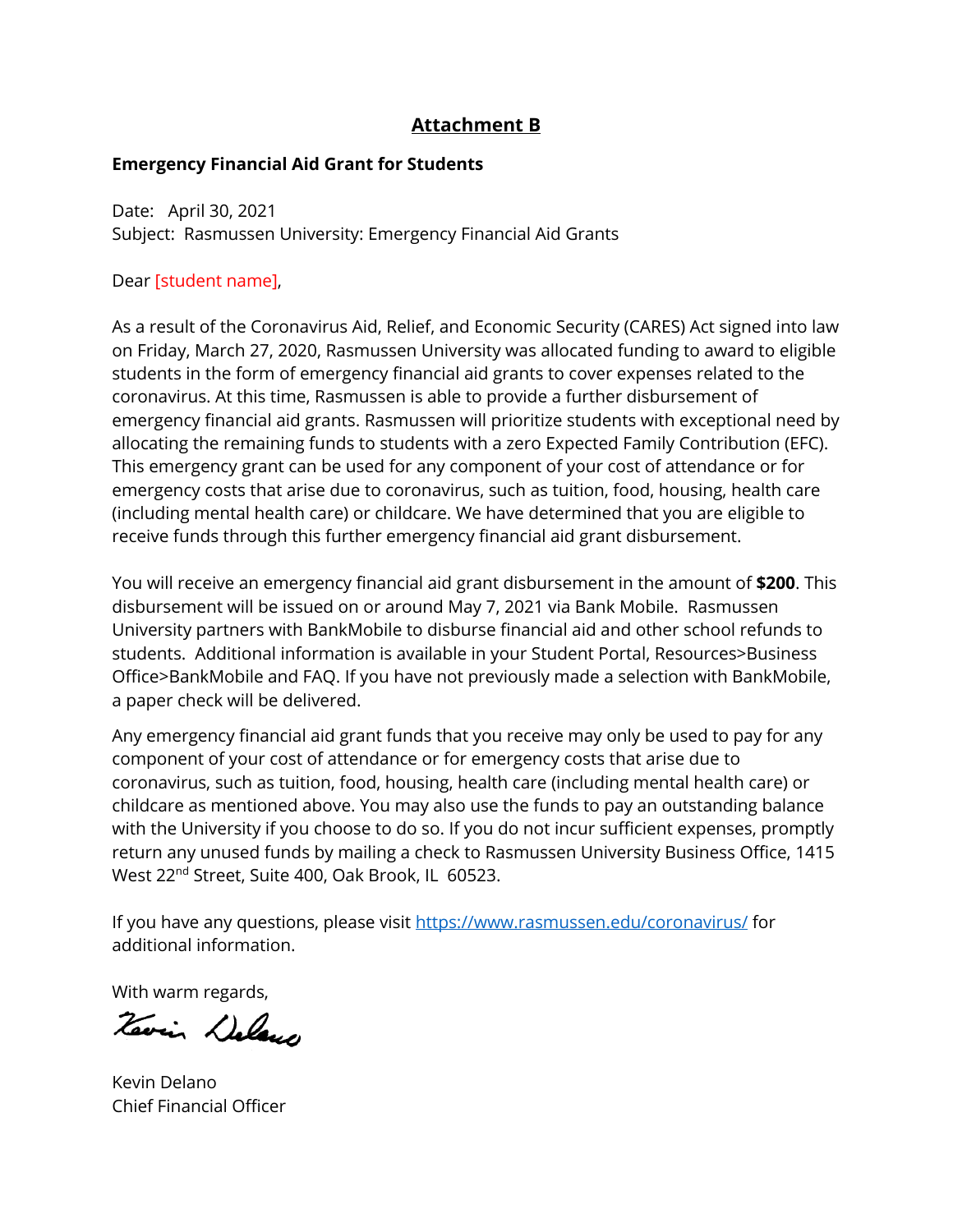## Attachment B

**Emergency Financial Aid Grant for Students**

Date: April 30, 2021
Subject: Rasmussen University: Emergency Financial Aid Grants

Dear [student name],

As a result of the Coronavirus Aid, Relief, and Economic Security (CARES) Act signed into law on Friday, March 27, 2020, Rasmussen University was allocated funding to award to eligible students in the form of emergency financial aid grants to cover expenses related to the coronavirus. At this time, Rasmussen is able to provide a further disbursement of emergency financial aid grants. Rasmussen will prioritize students with exceptional need by allocating the remaining funds to students with a zero Expected Family Contribution (EFC). This emergency grant can be used for any component of your cost of attendance or for emergency costs that arise due to coronavirus, such as tuition, food, housing, health care (including mental health care) or childcare. We have determined that you are eligible to receive funds through this further emergency financial aid grant disbursement.

You will receive an emergency financial aid grant disbursement in the amount of **$200**. This disbursement will be issued on or around May 7, 2021 via Bank Mobile. Rasmussen University partners with BankMobile to disburse financial aid and other school refunds to students. Additional information is available in your Student Portal, Resources>Business Office>BankMobile and FAQ. If you have not previously made a selection with BankMobile, a paper check will be delivered.

Any emergency financial aid grant funds that you receive may only be used to pay for any component of your cost of attendance or for emergency costs that arise due to coronavirus, such as tuition, food, housing, health care (including mental health care) or childcare as mentioned above. You may also use the funds to pay an outstanding balance with the University if you choose to do so. If you do not incur sufficient expenses, promptly return any unused funds by mailing a check to Rasmussen University Business Office, 1415 West 22nd Street, Suite 400, Oak Brook, IL 60523.

If you have any questions, please visit https://www.rasmussen.edu/coronavirus/ for additional information.

With warm regards,

Kevin Delano
Chief Financial Officer